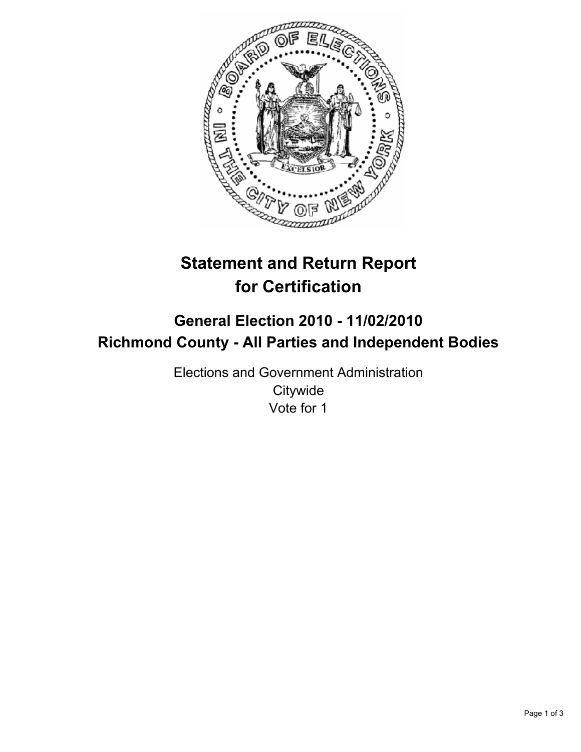# Statement and Return Report for Certification

## General Election 2010 - 11/02/2010
## Richmond County - All Parties and Independent Bodies

Elections and Government Administration
Citywide
Vote for 1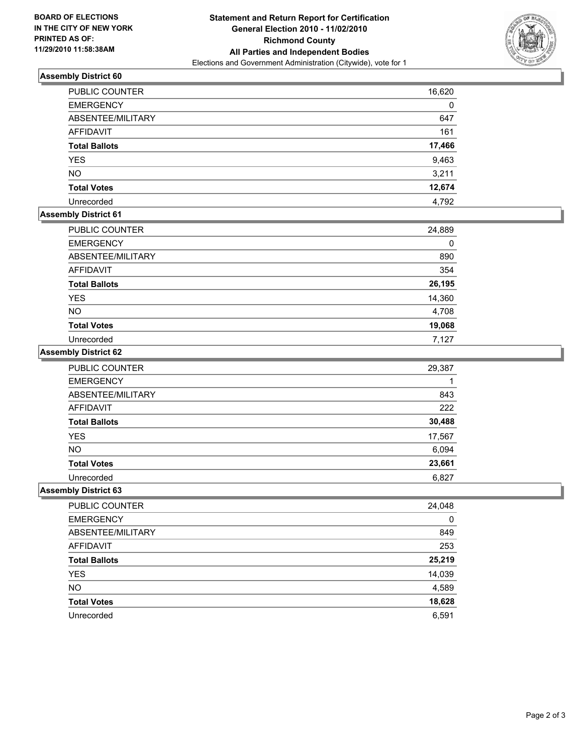**BOARD OF ELECTIONS IN THE CITY OF NEW YORK PRINTED AS OF: 11/29/2010 11:58:38AM**

# Statement and Return Report for Certification General Election 2010 - 11/02/2010 Richmond County All Parties and Independent Bodies

Elections and Government Administration (Citywide), vote for 1

## Assembly District 60

| | |
|---|---|
| PUBLIC COUNTER | 16,620 |
| EMERGENCY | 0 |
| ABSENTEE/MILITARY | 647 |
| AFFIDAVIT | 161 |
| **Total Ballots** | **17,466** |
| YES | 9,463 |
| NO | 3,211 |
| **Total Votes** | **12,674** |
| Unrecorded | 4,792 |

## Assembly District 61

| | |
|---|---|
| PUBLIC COUNTER | 24,889 |
| EMERGENCY | 0 |
| ABSENTEE/MILITARY | 890 |
| AFFIDAVIT | 354 |
| **Total Ballots** | **26,195** |
| YES | 14,360 |
| NO | 4,708 |
| **Total Votes** | **19,068** |
| Unrecorded | 7,127 |

## Assembly District 62

| | |
|---|---|
| PUBLIC COUNTER | 29,387 |
| EMERGENCY | 1 |
| ABSENTEE/MILITARY | 843 |
| AFFIDAVIT | 222 |
| **Total Ballots** | **30,488** |
| YES | 17,567 |
| NO | 6,094 |
| **Total Votes** | **23,661** |
| Unrecorded | 6,827 |

## Assembly District 63

| | |
|---|---|
| PUBLIC COUNTER | 24,048 |
| EMERGENCY | 0 |
| ABSENTEE/MILITARY | 849 |
| AFFIDAVIT | 253 |
| **Total Ballots** | **25,219** |
| YES | 14,039 |
| NO | 4,589 |
| **Total Votes** | **18,628** |
| Unrecorded | 6,591 |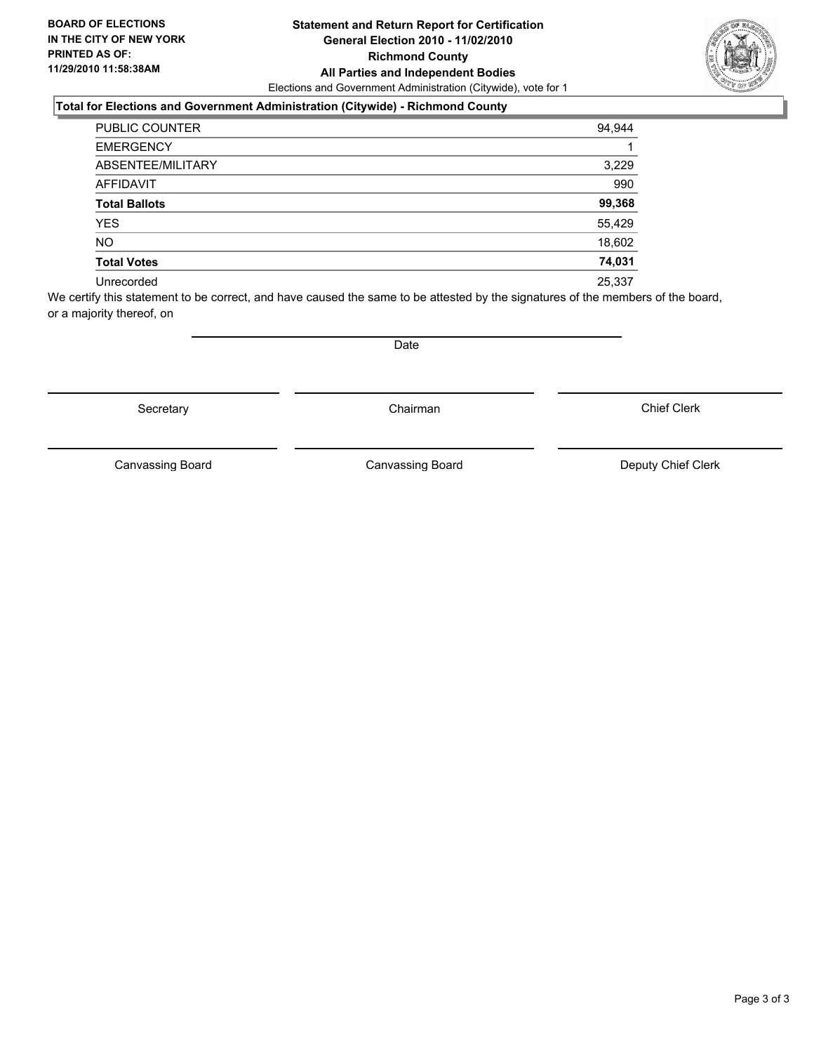**BOARD OF ELECTIONS IN THE CITY OF NEW YORK PRINTED AS OF: 11/29/2010 11:58:38AM**

**Statement and Return Report for Certification**
**General Election 2010 - 11/02/2010**
**Richmond County**
**All Parties and Independent Bodies**
Elections and Government Administration (Citywide), vote for 1

**Total for Elections and Government Administration (Citywide) - Richmond County**

| | |
|---|---|
| PUBLIC COUNTER | 94,944 |
| EMERGENCY | 1 |
| ABSENTEE/MILITARY | 3,229 |
| AFFIDAVIT | 990 |
| **Total Ballots** | **99,368** |
| YES | 55,429 |
| NO | 18,602 |
| **Total Votes** | **74,031** |
| Unrecorded | 25,337 |

We certify this statement to be correct, and have caused the same to be attested by the signatures of the members of the board, or a majority thereof, on

Date

Secretary

Chairman

Chief Clerk

Canvassing Board

Canvassing Board

Deputy Chief Clerk